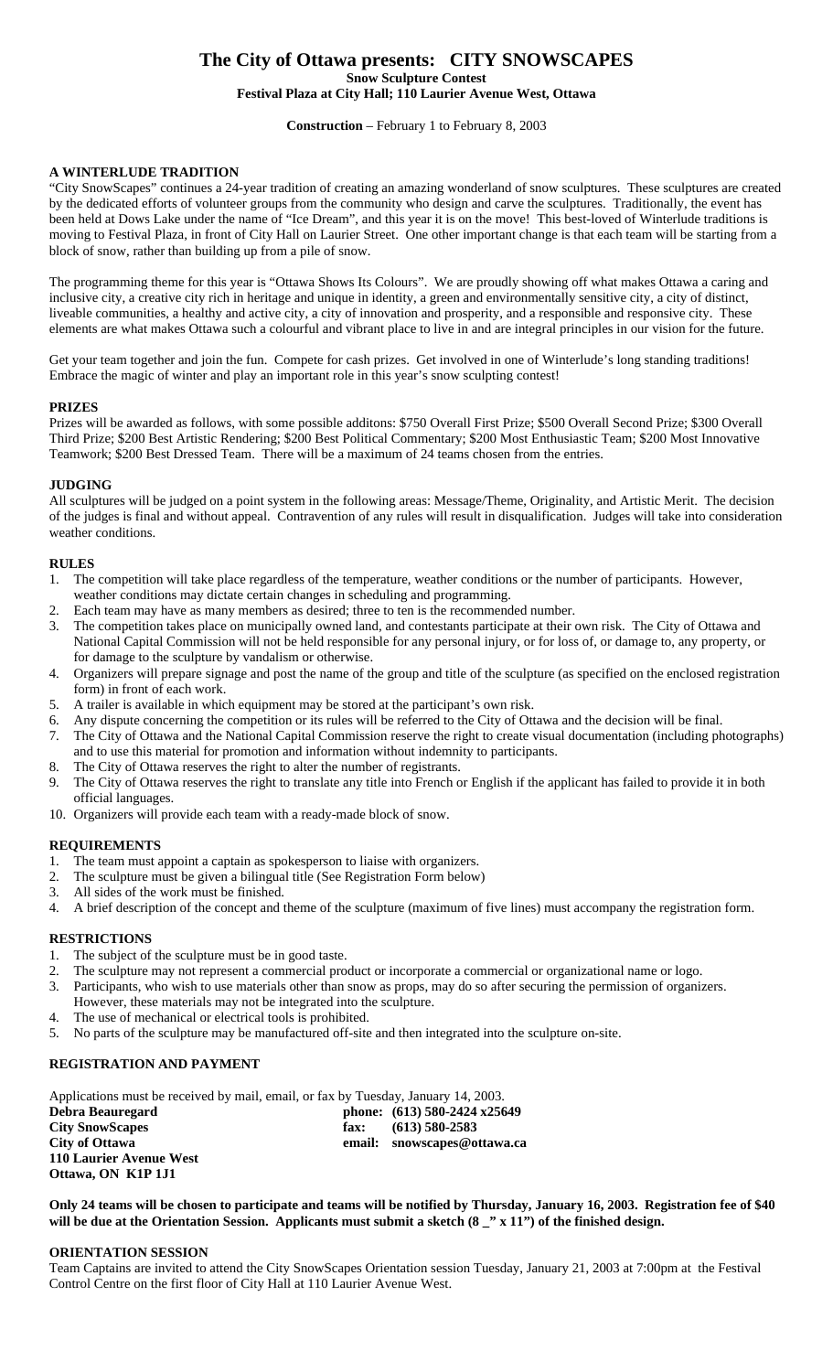# The City of Ottawa presents: CITY SNOWSCAPES

**Snow Sculpture Contest**
**Festival Plaza at City Hall; 110 Laurier Avenue West, Ottawa**

**Construction** – February 1 to February 8, 2003

### A WINTERLUDE TRADITION

"City SnowScapes" continues a 24-year tradition of creating an amazing wonderland of snow sculptures. These sculptures are created by the dedicated efforts of volunteer groups from the community who design and carve the sculptures. Traditionally, the event has been held at Dows Lake under the name of "Ice Dream", and this year it is on the move! This best-loved of Winterlude traditions is moving to Festival Plaza, in front of City Hall on Laurier Street. One other important change is that each team will be starting from a block of snow, rather than building up from a pile of snow.

The programming theme for this year is "Ottawa Shows Its Colours". We are proudly showing off what makes Ottawa a caring and inclusive city, a creative city rich in heritage and unique in identity, a green and environmentally sensitive city, a city of distinct, liveable communities, a healthy and active city, a city of innovation and prosperity, and a responsible and responsive city. These elements are what makes Ottawa such a colourful and vibrant place to live in and are integral principles in our vision for the future.

Get your team together and join the fun. Compete for cash prizes. Get involved in one of Winterlude's long standing traditions! Embrace the magic of winter and play an important role in this year's snow sculpting contest!

### PRIZES

Prizes will be awarded as follows, with some possible additons: $750 Overall First Prize; $500 Overall Second Prize; $300 Overall Third Prize; $200 Best Artistic Rendering; $200 Best Political Commentary; $200 Most Enthusiastic Team; $200 Most Innovative Teamwork; $200 Best Dressed Team. There will be a maximum of 24 teams chosen from the entries.

### JUDGING

All sculptures will be judged on a point system in the following areas: Message/Theme, Originality, and Artistic Merit. The decision of the judges is final and without appeal. Contravention of any rules will result in disqualification. Judges will take into consideration weather conditions.

### RULES

1. The competition will take place regardless of the temperature, weather conditions or the number of participants. However, weather conditions may dictate certain changes in scheduling and programming.
2. Each team may have as many members as desired; three to ten is the recommended number.
3. The competition takes place on municipally owned land, and contestants participate at their own risk. The City of Ottawa and National Capital Commission will not be held responsible for any personal injury, or for loss of, or damage to, any property, or for damage to the sculpture by vandalism or otherwise.
4. Organizers will prepare signage and post the name of the group and title of the sculpture (as specified on the enclosed registration form) in front of each work.
5. A trailer is available in which equipment may be stored at the participant's own risk.
6. Any dispute concerning the competition or its rules will be referred to the City of Ottawa and the decision will be final.
7. The City of Ottawa and the National Capital Commission reserve the right to create visual documentation (including photographs) and to use this material for promotion and information without indemnity to participants.
8. The City of Ottawa reserves the right to alter the number of registrants.
9. The City of Ottawa reserves the right to translate any title into French or English if the applicant has failed to provide it in both official languages.
10. Organizers will provide each team with a ready-made block of snow.

### REQUIREMENTS

1. The team must appoint a captain as spokesperson to liaise with organizers.
2. The sculpture must be given a bilingual title (See Registration Form below)
3. All sides of the work must be finished.
4. A brief description of the concept and theme of the sculpture (maximum of five lines) must accompany the registration form.

### RESTRICTIONS

1. The subject of the sculpture must be in good taste.
2. The sculpture may not represent a commercial product or incorporate a commercial or organizational name or logo.
3. Participants, who wish to use materials other than snow as props, may do so after securing the permission of organizers. However, these materials may not be integrated into the sculpture.
4. The use of mechanical or electrical tools is prohibited.
5. No parts of the sculpture may be manufactured off-site and then integrated into the sculpture on-site.

### REGISTRATION AND PAYMENT

Applications must be received by mail, email, or fax by Tuesday, January 14, 2003.

**Debra Beauregard**
**City SnowScapes**
**City of Ottawa**
**110 Laurier Avenue West**
**Ottawa, ON K1P 1J1**

**phone: (613) 580-2424 x25649**
**fax: (613) 580-2583**
**email: snowscapes@ottawa.ca**

**Only 24 teams will be chosen to participate and teams will be notified by Thursday, January 16, 2003. Registration fee of $40 will be due at the Orientation Session. Applicants must submit a sketch (8 _" x 11") of the finished design.**

### ORIENTATION SESSION

Team Captains are invited to attend the City SnowScapes Orientation session Tuesday, January 21, 2003 at 7:00pm at the Festival Control Centre on the first floor of City Hall at 110 Laurier Avenue West.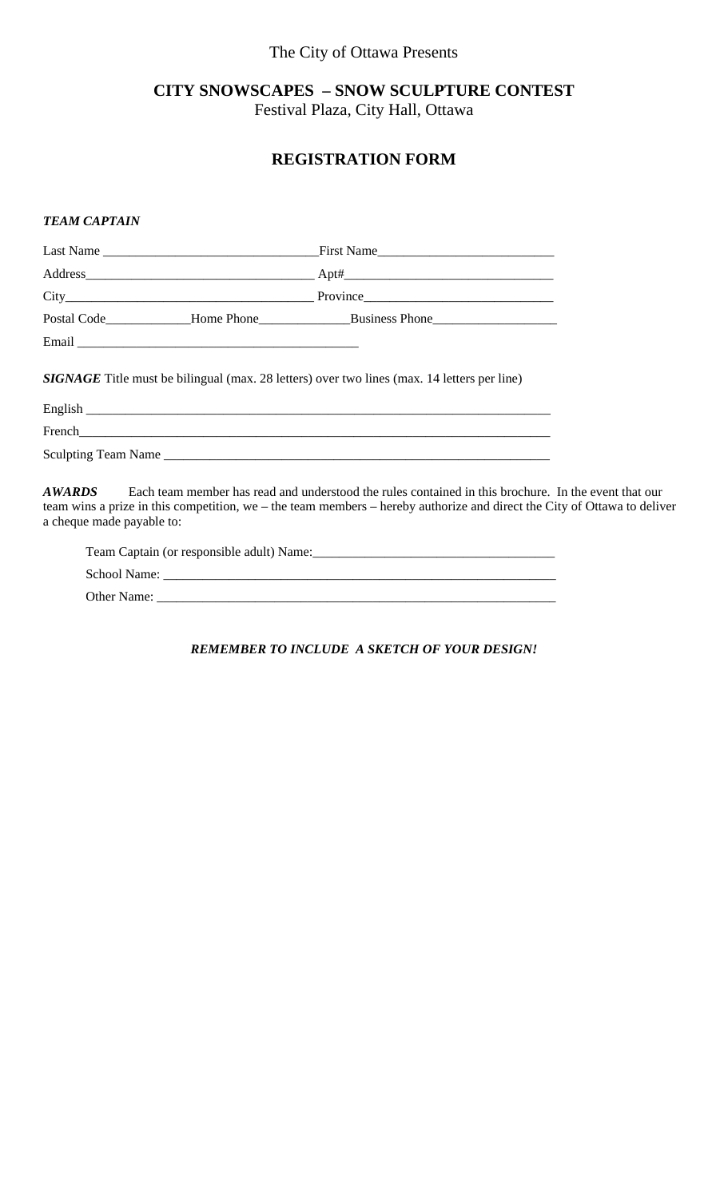The City of Ottawa Presents

## CITY SNOWSCAPES – SNOW SCULPTURE CONTEST

Festival Plaza, City Hall, Ottawa

## REGISTRATION FORM

***TEAM CAPTAIN***

Last Name ________________________________ First Name__________________________

Address__________________________________ Apt#______________________________

City_____________________________________ Province___________________________

Postal Code____________Home Phone_____________Business Phone__________________

Email __________________________________________

***SIGNAGE*** Title must be bilingual (max. 28 letters) over two lines (max. 14 letters per line)

English ________________________________________________________________________

French_________________________________________________________________________

Sculpting Team Name ____________________________________________________________

***AWARDS*** Each team member has read and understood the rules contained in this brochure. In the event that our team wins a prize in this competition, we – the team members – hereby authorize and direct the City of Ottawa to deliver a cheque made payable to:

Team Captain (or responsible adult) Name:____________________________________

School Name: ___________________________________________________________

Other Name: ____________________________________________________________

***REMEMBER TO INCLUDE A SKETCH OF YOUR DESIGN!***